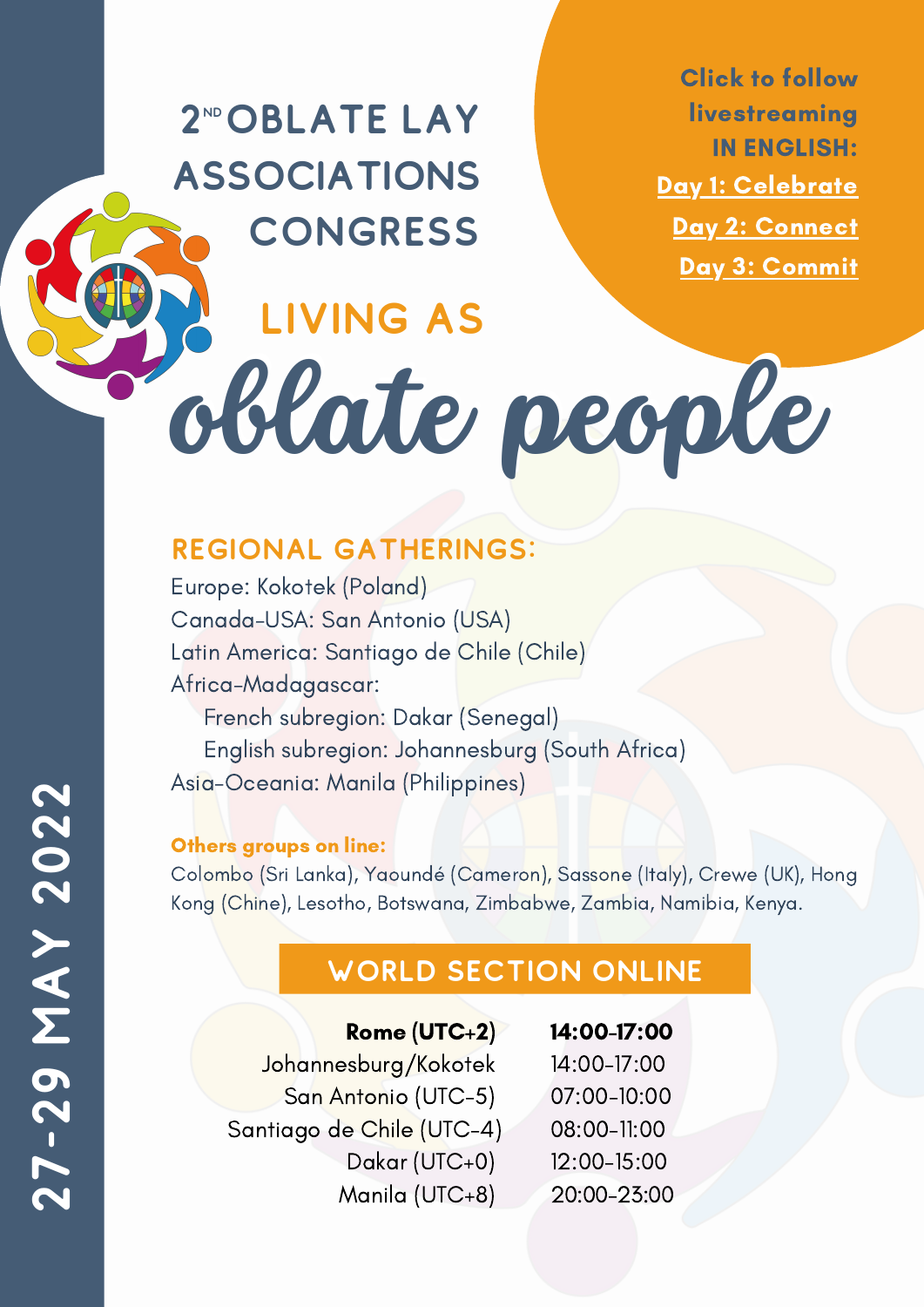# 2[ND] OBLATE LAY ASSOCIATIONS CONGRESS

## LIVING AS *oblate people*

**Click to follow livestreaming IN ENGLISH:**

**Day 1: Celebrate**

**Day 2: Connect**

**Day 3: Commit**

**27-29 MAY 2022**

## REGIONAL GATHERINGS:

Europe: Kokotek (Poland)
Canada-USA: San Antonio (USA)
Latin America: Santiago de Chile (Chile)
Africa-Madagascar:
- French subregion: Dakar (Senegal)
- English subregion: Johannesburg (South Africa)

Asia-Oceania: Manila (Philippines)

**Others groups on line:**

Colombo (Sri Lanka), Yaoundé (Cameron), Sassone (Italy), Crewe (UK), Hong Kong (Chine), Lesotho, Botswana, Zimbabwe, Zambia, Namibia, Kenya.

## WORLD SECTION ONLINE

| Location | Time |
| --- | --- |
| **Rome (UTC+2)** | **14:00-17:00** |
| Johannesburg/Kokotek | 14:00-17:00 |
| San Antonio (UTC-5) | 07:00-10:00 |
| Santiago de Chile (UTC-4) | 08:00-11:00 |
| Dakar (UTC+0) | 12:00-15:00 |
| Manila (UTC+8) | 20:00-23:00 |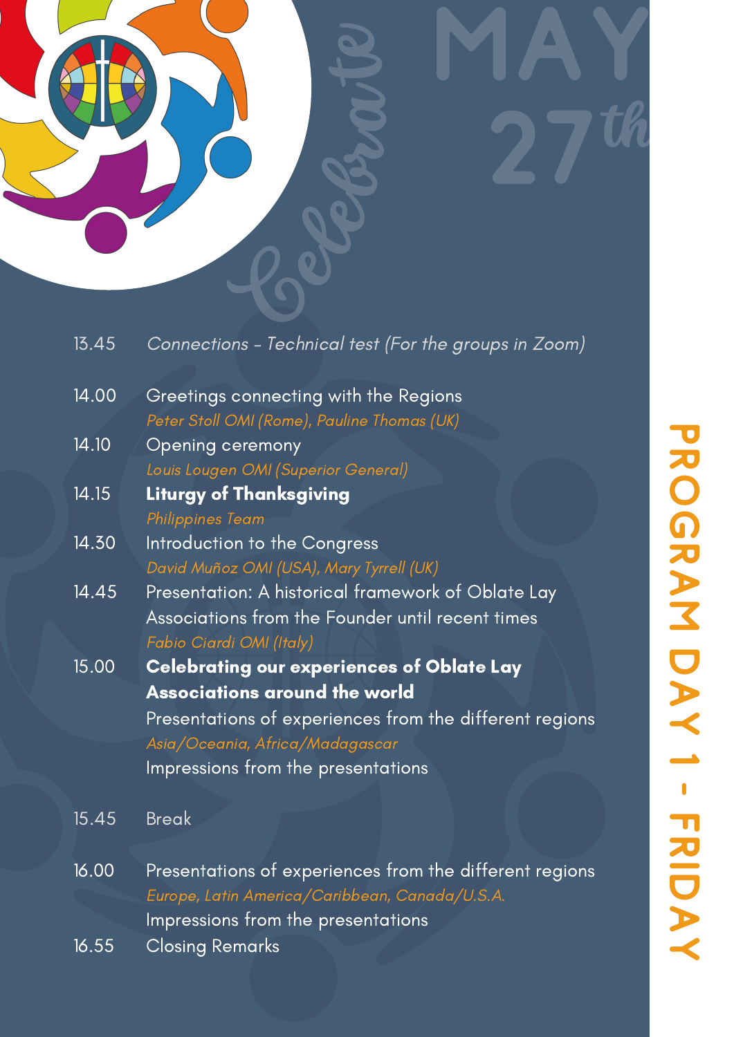# PROGRAM DAY 1 - FRIDAY

## MAY 27th

*Celebrate*

| Time | Program |
|---|---|
| 13.45 | *Connections - Technical test (For the groups in Zoom)* |
| 14.00 | Greetings connecting with the Regions<br>*Peter Stoll OMI (Rome), Pauline Thomas (UK)* |
| 14.10 | Opening ceremony<br>*Louis Lougen OMI (Superior General)* |
| 14.15 | **Liturgy of Thanksgiving**<br>*Philippines Team* |
| 14.30 | Introduction to the Congress<br>*David Muñoz OMI (USA), Mary Tyrrell (UK)* |
| 14.45 | Presentation: A historical framework of Oblate Lay Associations from the Founder until recent times<br>*Fabio Ciardi OMI (Italy)* |
| 15.00 | **Celebrating our experiences of Oblate Lay Associations around the world**<br>Presentations of experiences from the different regions<br>*Asia/Oceania, Africa/Madagascar*<br>Impressions from the presentations |
| 15.45 | Break |
| 16.00 | Presentations of experiences from the different regions<br>*Europe, Latin America/Caribbean, Canada/U.S.A.*<br>Impressions from the presentations |
| 16.55 | Closing Remarks |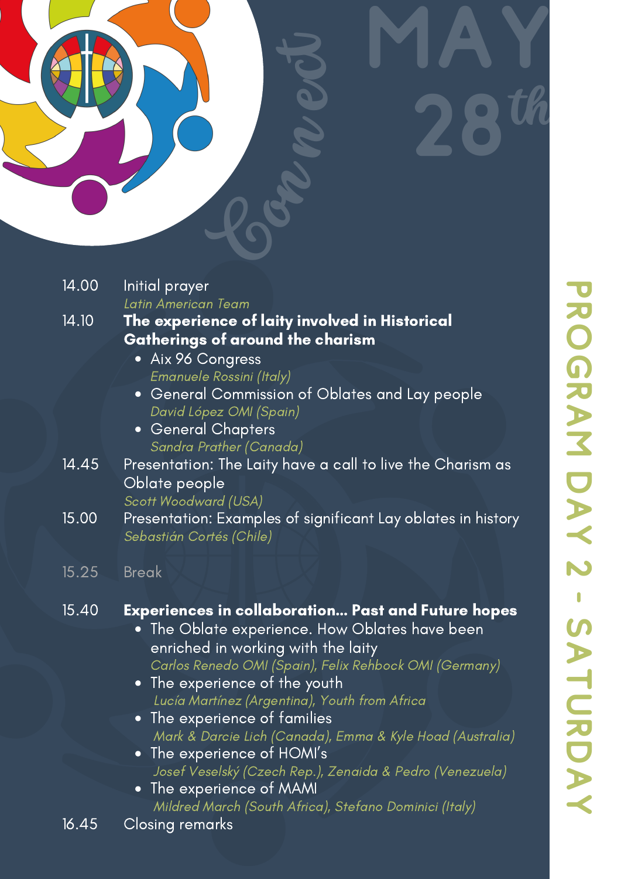# MAY 28th

Connect

## PROGRAM DAY 2 - SATURDAY

14.00 Initial prayer
*Latin American Team*

14.10 **The experience of laity involved in Historical Gatherings of around the charism**

- Aix 96 Congress
  *Emanuele Rossini (Italy)*
- General Commission of Oblates and Lay people
  *David López OMI (Spain)*
- General Chapters
  *Sandra Prather (Canada)*

14.45 Presentation: The Laity have a call to live the Charism as Oblate people
*Scott Woodward (USA)*

15.00 Presentation: Examples of significant Lay oblates in history
*Sebastián Cortés (Chile)*

15.25 Break

15.40 **Experiences in collaboration... Past and Future hopes**

- The Oblate experience. How Oblates have been enriched in working with the laity
  *Carlos Renedo OMI (Spain), Felix Rehbock OMI (Germany)*
- The experience of the youth
  *Lucía Martínez (Argentina), Youth from Africa*
- The experience of families
  *Mark & Darcie Lich (Canada), Emma & Kyle Hoad (Australia)*
- The experience of HOMI's
  *Josef Veselský (Czech Rep.), Zenaida & Pedro (Venezuela)*
- The experience of MAMI
  *Mildred March (South Africa), Stefano Dominici (Italy)*

16.45 Closing remarks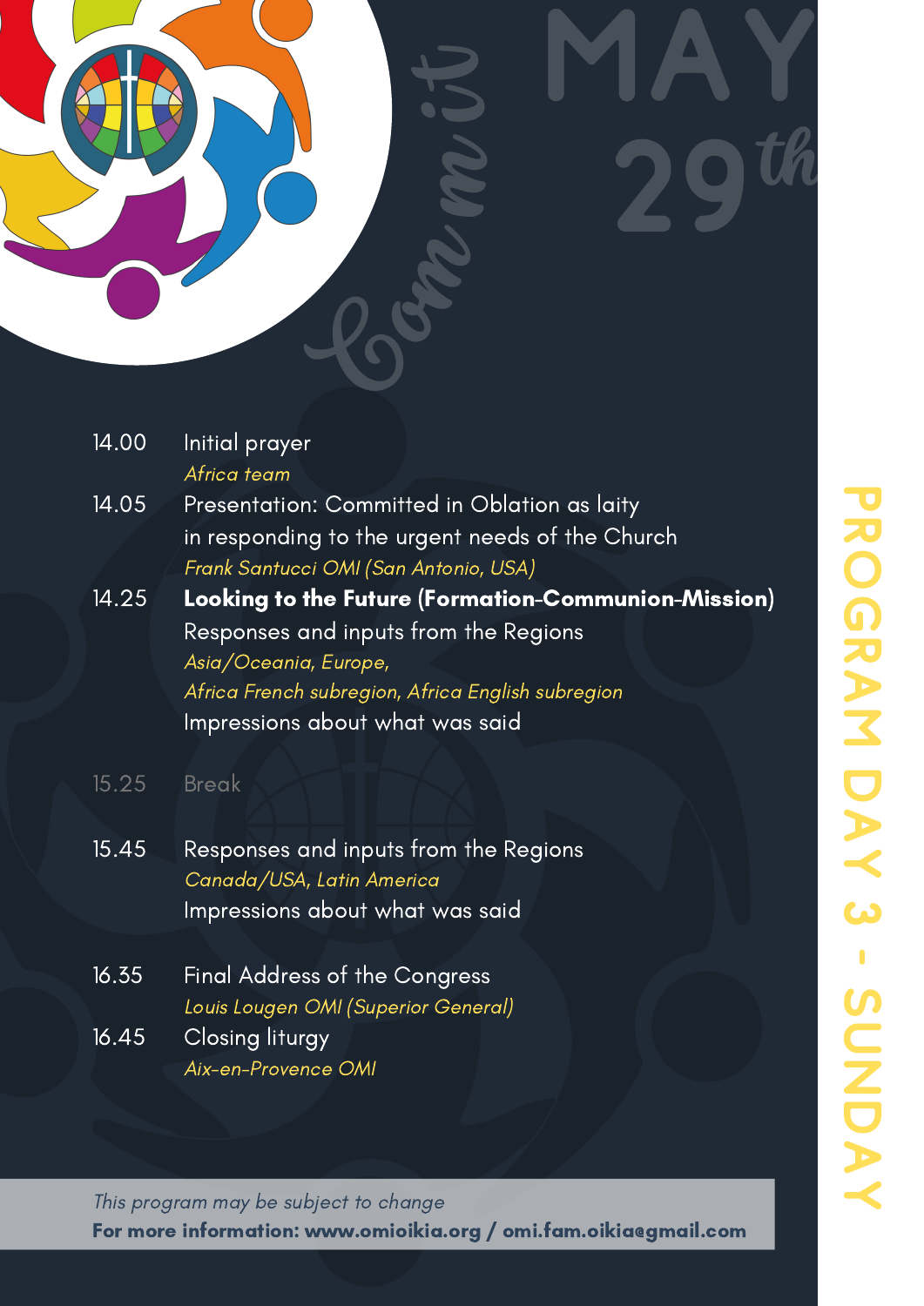# MAY 29th

*Commit*

## PROGRAM DAY 3 - SUNDAY

14.00 Initial prayer
*Africa team*

14.05 Presentation: Committed in Oblation as laity in responding to the urgent needs of the Church
*Frank Santucci OMI (San Antonio, USA)*

14.25 **Looking to the Future (Formation-Communion-Mission)**
Responses and inputs from the Regions
*Asia/Oceania, Europe,*
*Africa French subregion, Africa English subregion*
Impressions about what was said

15.25 Break

15.45 Responses and inputs from the Regions
*Canada/USA, Latin America*
Impressions about what was said

16.35 Final Address of the Congress
*Louis Lougen OMI (Superior General)*

16.45 Closing liturgy
*Aix-en-Provence OMI*

*This program may be subject to change*

**For more information: www.omioikia.org / omi.fam.oikia@gmail.com**